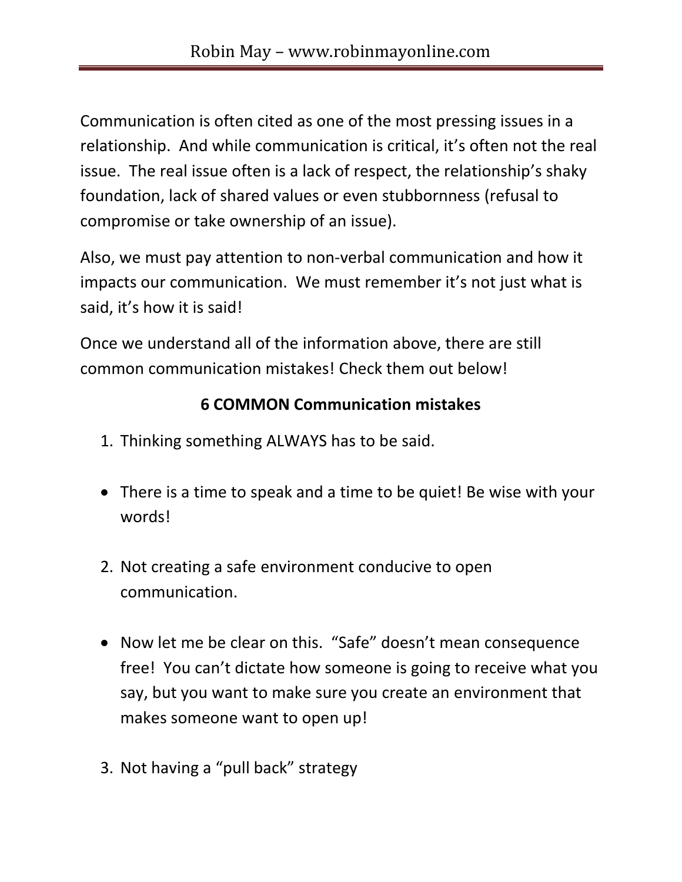Communication is often cited as one of the most pressing issues in a relationship. And while communication is critical, it's often not the real issue. The real issue often is a lack of respect, the relationship's shaky foundation, lack of shared values or even stubbornness (refusal to compromise or take ownership of an issue).

Also, we must pay attention to non-verbal communication and how it impacts our communication. We must remember it's not just what is said, it's how it is said!

Once we understand all of the information above, there are still common communication mistakes! Check them out below!

**6 COMMON Communication mistakes**

1. Thinking something ALWAYS has to be said.

- There is a time to speak and a time to be quiet! Be wise with your words!

2. Not creating a safe environment conducive to open communication.

- Now let me be clear on this. "Safe" doesn't mean consequence free! You can't dictate how someone is going to receive what you say, but you want to make sure you create an environment that makes someone want to open up!

3. Not having a "pull back" strategy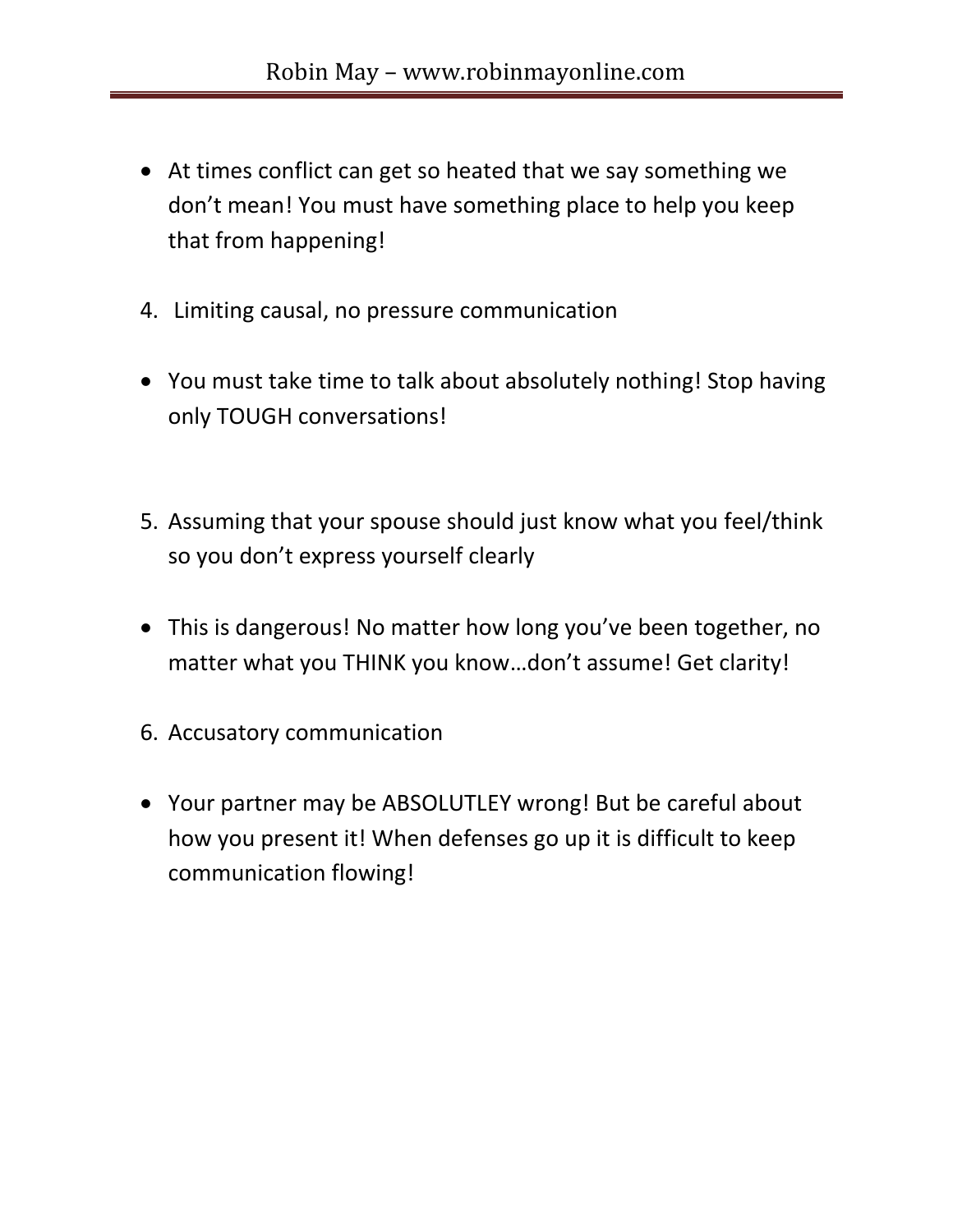- At times conflict can get so heated that we say something we don't mean! You must have something place to help you keep that from happening!

4. Limiting causal, no pressure communication

- You must take time to talk about absolutely nothing! Stop having only TOUGH conversations!

5. Assuming that your spouse should just know what you feel/think so you don't express yourself clearly

- This is dangerous! No matter how long you've been together, no matter what you THINK you know…don't assume! Get clarity!

6. Accusatory communication

- Your partner may be ABSOLUTLEY wrong! But be careful about how you present it! When defenses go up it is difficult to keep communication flowing!